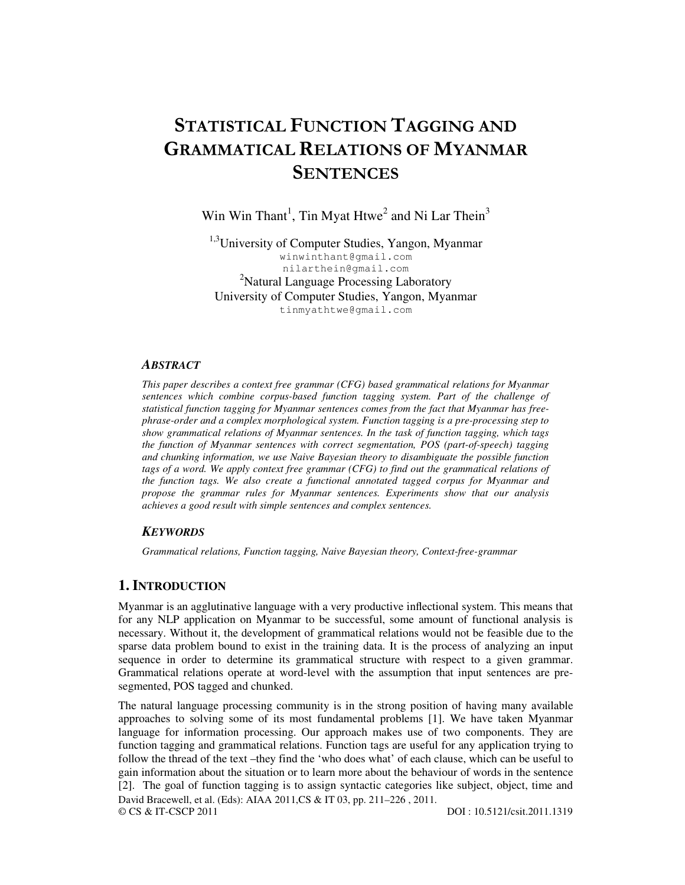# STATISTICAL FUNCTION TAGGING AND GRAMMATICAL RELATIONS OF MYANMAR SENTENCES

Win Win Thant[1], Tin Myat Htwe[2] and Ni Lar Thein[3]

[1,3]University of Computer Studies, Yangon, Myanmar
winwinthant@gmail.com
nilarthein@gmail.com
[2]Natural Language Processing Laboratory
University of Computer Studies, Yangon, Myanmar
tinmyathtwe@gmail.com

### *ABSTRACT*

*This paper describes a context free grammar (CFG) based grammatical relations for Myanmar sentences which combine corpus-based function tagging system. Part of the challenge of statistical function tagging for Myanmar sentences comes from the fact that Myanmar has free-phrase-order and a complex morphological system. Function tagging is a pre-processing step to show grammatical relations of Myanmar sentences. In the task of function tagging, which tags the function of Myanmar sentences with correct segmentation, POS (part-of-speech) tagging and chunking information, we use Naive Bayesian theory to disambiguate the possible function tags of a word. We apply context free grammar (CFG) to find out the grammatical relations of the function tags. We also create a functional annotated tagged corpus for Myanmar and propose the grammar rules for Myanmar sentences. Experiments show that our analysis achieves a good result with simple sentences and complex sentences.*

### *KEYWORDS*

*Grammatical relations, Function tagging, Naive Bayesian theory, Context-free-grammar*

## 1. INTRODUCTION

Myanmar is an agglutinative language with a very productive inflectional system. This means that for any NLP application on Myanmar to be successful, some amount of functional analysis is necessary. Without it, the development of grammatical relations would not be feasible due to the sparse data problem bound to exist in the training data. It is the process of analyzing an input sequence in order to determine its grammatical structure with respect to a given grammar. Grammatical relations operate at word-level with the assumption that input sentences are pre-segmented, POS tagged and chunked.

The natural language processing community is in the strong position of having many available approaches to solving some of its most fundamental problems [1]. We have taken Myanmar language for information processing. Our approach makes use of two components. They are function tagging and grammatical relations. Function tags are useful for any application trying to follow the thread of the text –they find the 'who does what' of each clause, which can be useful to gain information about the situation or to learn more about the behaviour of words in the sentence [2]. The goal of function tagging is to assign syntactic categories like subject, object, time and

David Bracewell, et al. (Eds): AIAA 2011,CS & IT 03, pp. 211–226 , 2011.
© CS & IT-CSCP 2011 DOI : 10.5121/csit.2011.1319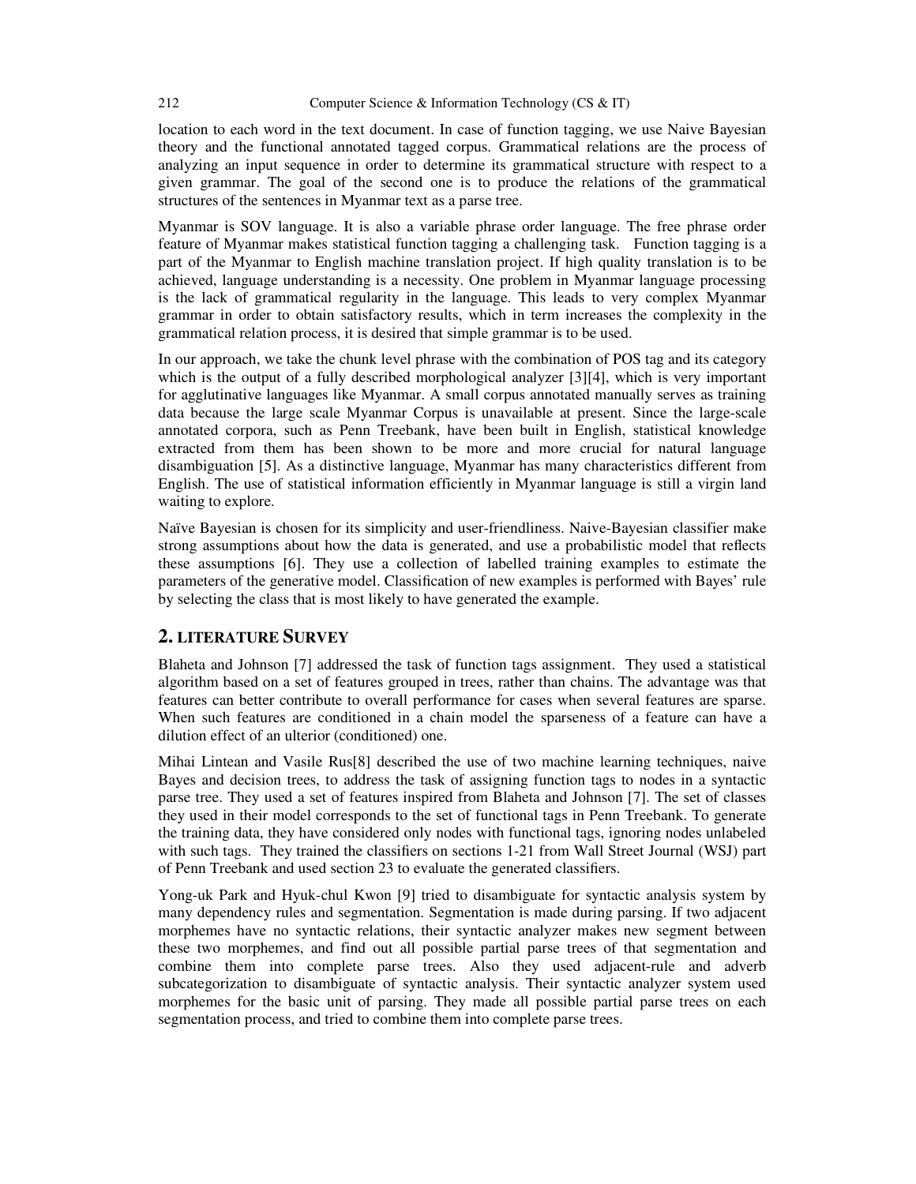location to each word in the text document. In case of function tagging, we use Naive Bayesian theory and the functional annotated tagged corpus. Grammatical relations are the process of analyzing an input sequence in order to determine its grammatical structure with respect to a given grammar. The goal of the second one is to produce the relations of the grammatical structures of the sentences in Myanmar text as a parse tree.

Myanmar is SOV language. It is also a variable phrase order language. The free phrase order feature of Myanmar makes statistical function tagging a challenging task. Function tagging is a part of the Myanmar to English machine translation project. If high quality translation is to be achieved, language understanding is a necessity. One problem in Myanmar language processing is the lack of grammatical regularity in the language. This leads to very complex Myanmar grammar in order to obtain satisfactory results, which in term increases the complexity in the grammatical relation process, it is desired that simple grammar is to be used.

In our approach, we take the chunk level phrase with the combination of POS tag and its category which is the output of a fully described morphological analyzer [3][4], which is very important for agglutinative languages like Myanmar. A small corpus annotated manually serves as training data because the large scale Myanmar Corpus is unavailable at present. Since the large-scale annotated corpora, such as Penn Treebank, have been built in English, statistical knowledge extracted from them has been shown to be more and more crucial for natural language disambiguation [5]. As a distinctive language, Myanmar has many characteristics different from English. The use of statistical information efficiently in Myanmar language is still a virgin land waiting to explore.

Naïve Bayesian is chosen for its simplicity and user-friendliness. Naive-Bayesian classifier make strong assumptions about how the data is generated, and use a probabilistic model that reflects these assumptions [6]. They use a collection of labelled training examples to estimate the parameters of the generative model. Classification of new examples is performed with Bayes' rule by selecting the class that is most likely to have generated the example.

## 2. LITERATURE SURVEY

Blaheta and Johnson [7] addressed the task of function tags assignment. They used a statistical algorithm based on a set of features grouped in trees, rather than chains. The advantage was that features can better contribute to overall performance for cases when several features are sparse. When such features are conditioned in a chain model the sparseness of a feature can have a dilution effect of an ulterior (conditioned) one.

Mihai Lintean and Vasile Rus[8] described the use of two machine learning techniques, naive Bayes and decision trees, to address the task of assigning function tags to nodes in a syntactic parse tree. They used a set of features inspired from Blaheta and Johnson [7]. The set of classes they used in their model corresponds to the set of functional tags in Penn Treebank. To generate the training data, they have considered only nodes with functional tags, ignoring nodes unlabeled with such tags. They trained the classifiers on sections 1-21 from Wall Street Journal (WSJ) part of Penn Treebank and used section 23 to evaluate the generated classifiers.

Yong-uk Park and Hyuk-chul Kwon [9] tried to disambiguate for syntactic analysis system by many dependency rules and segmentation. Segmentation is made during parsing. If two adjacent morphemes have no syntactic relations, their syntactic analyzer makes new segment between these two morphemes, and find out all possible partial parse trees of that segmentation and combine them into complete parse trees. Also they used adjacent-rule and adverb subcategorization to disambiguate of syntactic analysis. Their syntactic analyzer system used morphemes for the basic unit of parsing. They made all possible partial parse trees on each segmentation process, and tried to combine them into complete parse trees.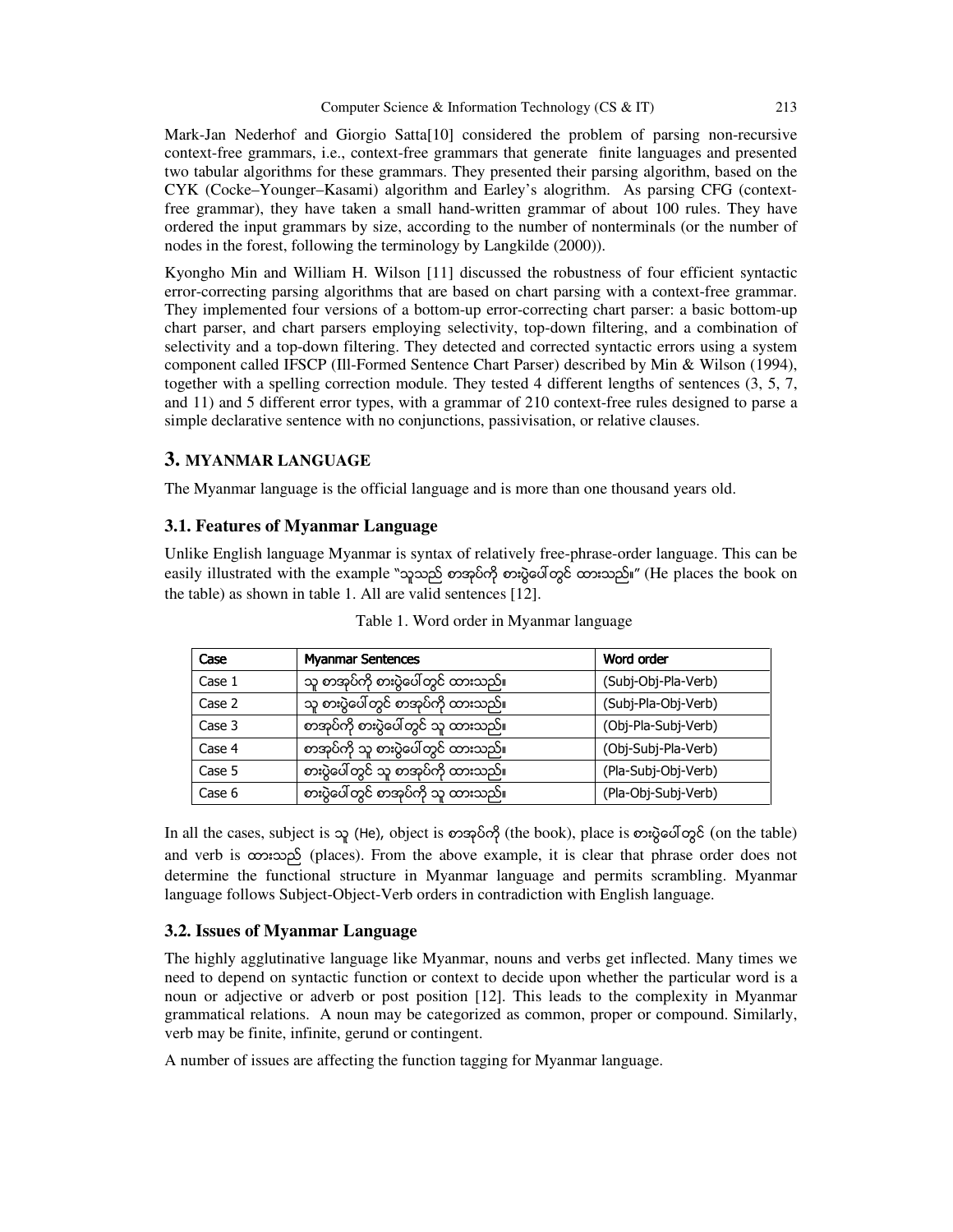Mark-Jan Nederhof and Giorgio Satta[10] considered the problem of parsing non-recursive context-free grammars, i.e., context-free grammars that generate finite languages and presented two tabular algorithms for these grammars. They presented their parsing algorithm, based on the CYK (Cocke–Younger–Kasami) algorithm and Earley's alogrithm. As parsing CFG (context-free grammar), they have taken a small hand-written grammar of about 100 rules. They have ordered the input grammars by size, according to the number of nonterminals (or the number of nodes in the forest, following the terminology by Langkilde (2000)).

Kyongho Min and William H. Wilson [11] discussed the robustness of four efficient syntactic error-correcting parsing algorithms that are based on chart parsing with a context-free grammar. They implemented four versions of a bottom-up error-correcting chart parser: a basic bottom-up chart parser, and chart parsers employing selectivity, top-down filtering, and a combination of selectivity and a top-down filtering. They detected and corrected syntactic errors using a system component called IFSCP (Ill-Formed Sentence Chart Parser) described by Min & Wilson (1994), together with a spelling correction module. They tested 4 different lengths of sentences (3, 5, 7, and 11) and 5 different error types, with a grammar of 210 context-free rules designed to parse a simple declarative sentence with no conjunctions, passivisation, or relative clauses.

## 3. MYANMAR LANGUAGE

The Myanmar language is the official language and is more than one thousand years old.

### 3.1. Features of Myanmar Language

Unlike English language Myanmar is syntax of relatively free-phrase-order language. This can be easily illustrated with the example "သူသည် စာအုပ်ကို စားပွဲပေါ်တွင် ထားသည်။" (He places the book on the table) as shown in table 1. All are valid sentences [12].

Table 1. Word order in Myanmar language

| Case | Myanmar Sentences | Word order |
|---|---|---|
| Case 1 | သူ စာအုပ်ကို စားပွဲပေါ်တွင် ထားသည်။ | (Subj-Obj-Pla-Verb) |
| Case 2 | သူ စားပွဲပေါ်တွင် စာအုပ်ကို ထားသည်။ | (Subj-Pla-Obj-Verb) |
| Case 3 | စာအုပ်ကို စားပွဲပေါ်တွင် သူ ထားသည်။ | (Obj-Pla-Subj-Verb) |
| Case 4 | စာအုပ်ကို သူ စားပွဲပေါ်တွင် ထားသည်။ | (Obj-Subj-Pla-Verb) |
| Case 5 | စားပွဲပေါ်တွင် သူ စာအုပ်ကို ထားသည်။ | (Pla-Subj-Obj-Verb) |
| Case 6 | စားပွဲပေါ်တွင် စာအုပ်ကို သူ ထားသည်။ | (Pla-Obj-Subj-Verb) |

In all the cases, subject is သူ (He), object is စာအုပ်ကို (the book), place is စားပွဲပေါ်တွင် (on the table) and verb is ထားသည် (places). From the above example, it is clear that phrase order does not determine the functional structure in Myanmar language and permits scrambling. Myanmar language follows Subject-Object-Verb orders in contradiction with English language.

### 3.2. Issues of Myanmar Language

The highly agglutinative language like Myanmar, nouns and verbs get inflected. Many times we need to depend on syntactic function or context to decide upon whether the particular word is a noun or adjective or adverb or post position [12]. This leads to the complexity in Myanmar grammatical relations. A noun may be categorized as common, proper or compound. Similarly, verb may be finite, infinite, gerund or contingent.

A number of issues are affecting the function tagging for Myanmar language.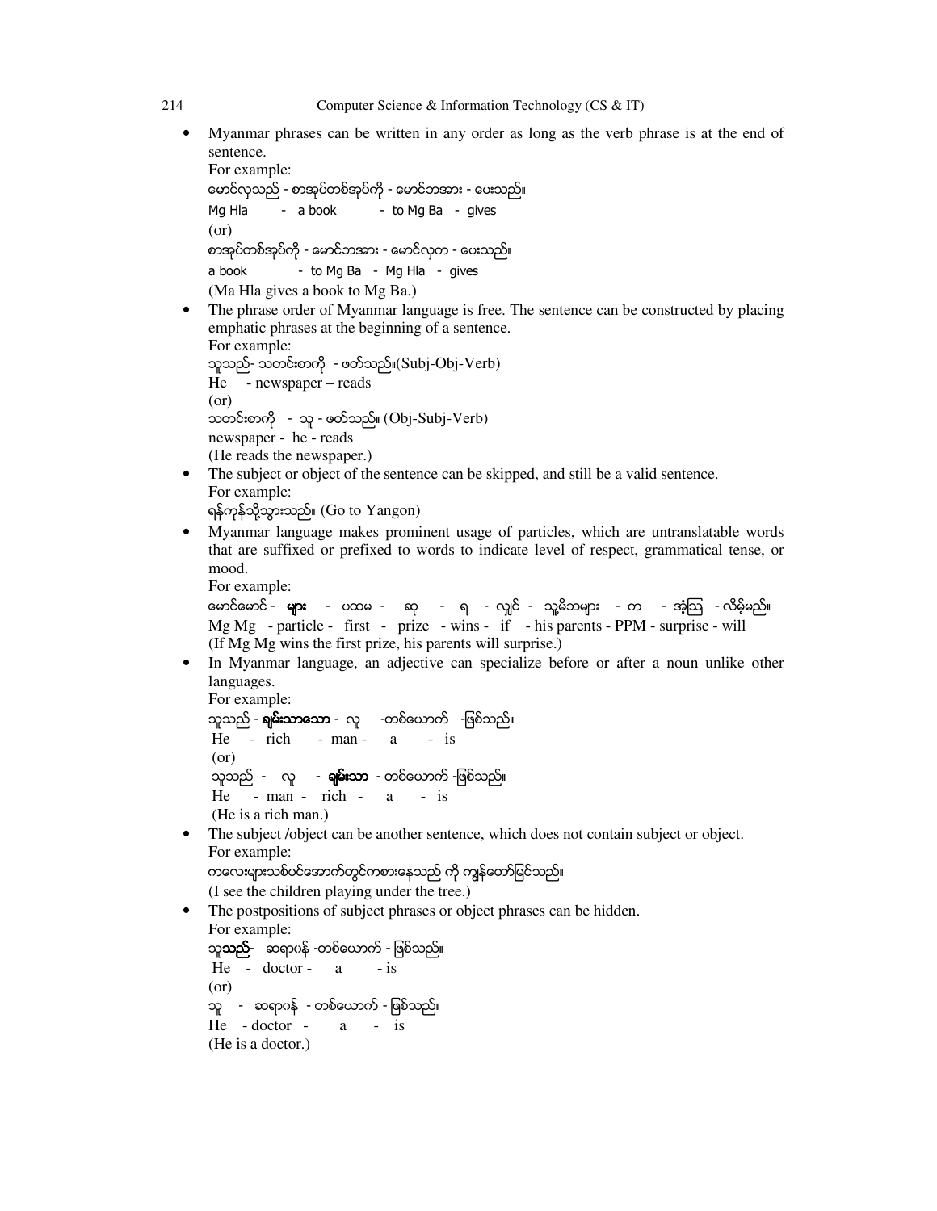- Myanmar phrases can be written in any order as long as the verb phrase is at the end of sentence.
  For example:
  မောင်လှသည် - စာအုပ်တစ်အုပ်ကို - မောင်ဘအား - ပေးသည်။
  Mg Hla - a book - to Mg Ba - gives
  (or)
  စာအုပ်တစ်အုပ်ကို - မောင်ဘအား - မောင်လှက - ပေးသည်။
  a book - to Mg Ba - Mg Hla - gives
  (Ma Hla gives a book to Mg Ba.)
- The phrase order of Myanmar language is free. The sentence can be constructed by placing emphatic phrases at the beginning of a sentence.
  For example:
  သူသည်- သတင်းစာကို - ဖတ်သည်။(Subj-Obj-Verb)
  He - newspaper – reads
  (or)
  သတင်းစာကို - သူ - ဖတ်သည်။ (Obj-Subj-Verb)
  newspaper - he - reads
  (He reads the newspaper.)
- The subject or object of the sentence can be skipped, and still be a valid sentence.
  For example:
  ရန်ကုန်သို့သွားသည်။ (Go to Yangon)
- Myanmar language makes prominent usage of particles, which are untranslatable words that are suffixed or prefixed to words to indicate level of respect, grammatical tense, or mood.
  For example:
  မောင်မောင် - **များ** - ပထမ - ဆု - ရ - လျှင် - သူ့မိဘများ - က - အံ့သြ - လိမ့်မည်။
  Mg Mg - particle - first - prize - wins - if - his parents - PPM - surprise - will
  (If Mg Mg wins the first prize, his parents will surprise.)
- In Myanmar language, an adjective can specialize before or after a noun unlike other languages.
  For example:
  သူသည် - **ချမ်းသာသော** - လူ -တစ်ယောက် -ဖြစ်သည်။
  He - rich - man - a - is
  (or)
  သူသည် - လူ - **ချမ်းသာ** - တစ်ယောက် -ဖြစ်သည်။
  He - man - rich - a - is
  (He is a rich man.)
- The subject /object can be another sentence, which does not contain subject or object.
  For example:
  ကလေးများသစ်ပင်အောက်တွင်ကစားနေသည် ကို ကျွန်တော်မြင်သည်။
  (I see the children playing under the tree.)
- The postpositions of subject phrases or object phrases can be hidden.
  For example:
  သူ**သည်**- ဆရာဝန် -တစ်ယောက် - ဖြစ်သည်။
  He - doctor - a - is
  (or)
  သူ - ဆရာဝန် - တစ်ယောက် - ဖြစ်သည်။
  He - doctor - a - is
  (He is a doctor.)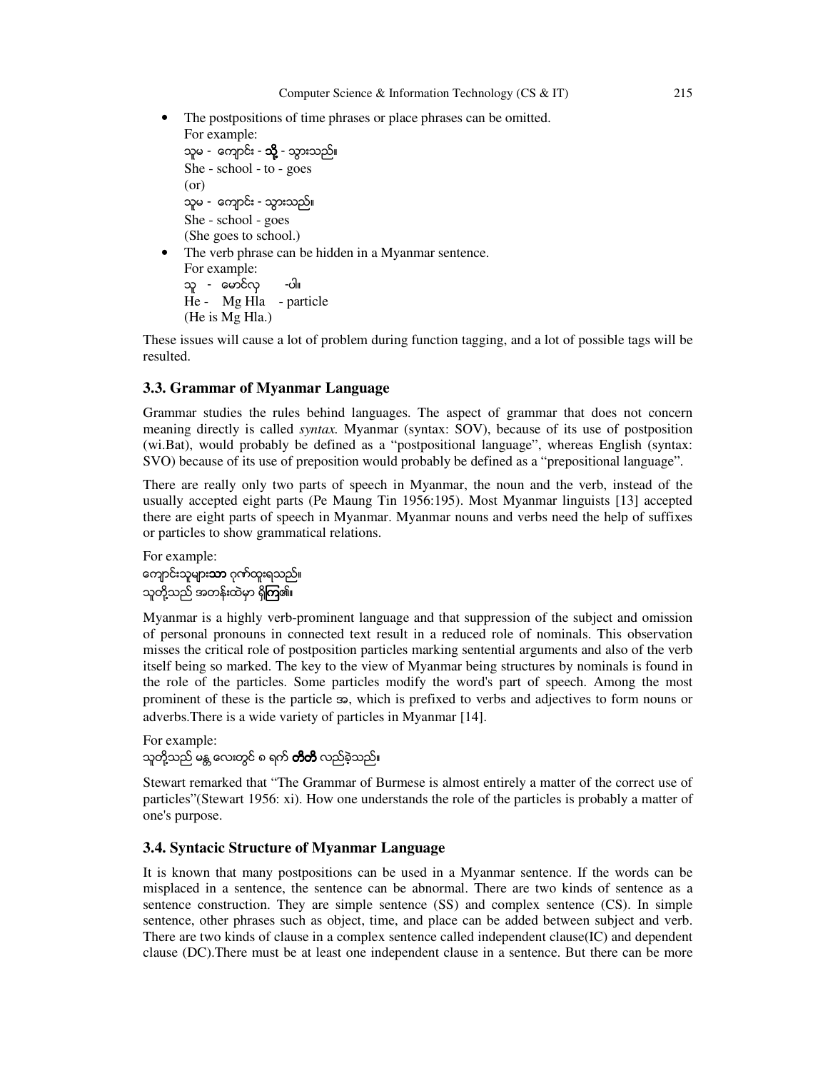- The postpositions of time phrases or place phrases can be omitted.
  For example:
  သူမ - ကျောင်း - **သို့** - သွားသည်။
  She - school - to - goes
  (or)
  သူမ - ကျောင်း - သွားသည်။
  She - school - goes
  (She goes to school.)
- The verb phrase can be hidden in a Myanmar sentence.
  For example:
  သူ - မောင်လှ - ပါ။
  He - Mg Hla - particle
  (He is Mg Hla.)

These issues will cause a lot of problem during function tagging, and a lot of possible tags will be resulted.

### 3.3. Grammar of Myanmar Language

Grammar studies the rules behind languages. The aspect of grammar that does not concern meaning directly is called *syntax.* Myanmar (syntax: SOV), because of its use of postposition (wi.Bat), would probably be defined as a "postpositional language", whereas English (syntax: SVO) because of its use of preposition would probably be defined as a "prepositional language".

There are really only two parts of speech in Myanmar, the noun and the verb, instead of the usually accepted eight parts (Pe Maung Tin 1956:195). Most Myanmar linguists [13] accepted there are eight parts of speech in Myanmar. Myanmar nouns and verbs need the help of suffixes or particles to show grammatical relations.

For example:
ကျောင်းသူများ**သာ** ဂုဏ်ထူးရသည်။
သူတို့သည် အတန်းထဲမှာ ရှိ**ကြ**၏။

Myanmar is a highly verb-prominent language and that suppression of the subject and omission of personal pronouns in connected text result in a reduced role of nominals. This observation misses the critical role of postposition particles marking sentential arguments and also of the verb itself being so marked. The key to the view of Myanmar being structures by nominals is found in the role of the particles. Some particles modify the word's part of speech. Among the most prominent of these is the particle အ, which is prefixed to verbs and adjectives to form nouns or adverbs.There is a wide variety of particles in Myanmar [14].

For example:
သူတို့သည် မန္တလေးတွင် ၈ ရက် **တိတိ** လည်ခဲ့သည်။

Stewart remarked that "The Grammar of Burmese is almost entirely a matter of the correct use of particles"(Stewart 1956: xi). How one understands the role of the particles is probably a matter of one's purpose.

### 3.4. Syntacic Structure of Myanmar Language

It is known that many postpositions can be used in a Myanmar sentence. If the words can be misplaced in a sentence, the sentence can be abnormal. There are two kinds of sentence as a sentence construction. They are simple sentence (SS) and complex sentence (CS). In simple sentence, other phrases such as object, time, and place can be added between subject and verb. There are two kinds of clause in a complex sentence called independent clause(IC) and dependent clause (DC).There must be at least one independent clause in a sentence. But there can be more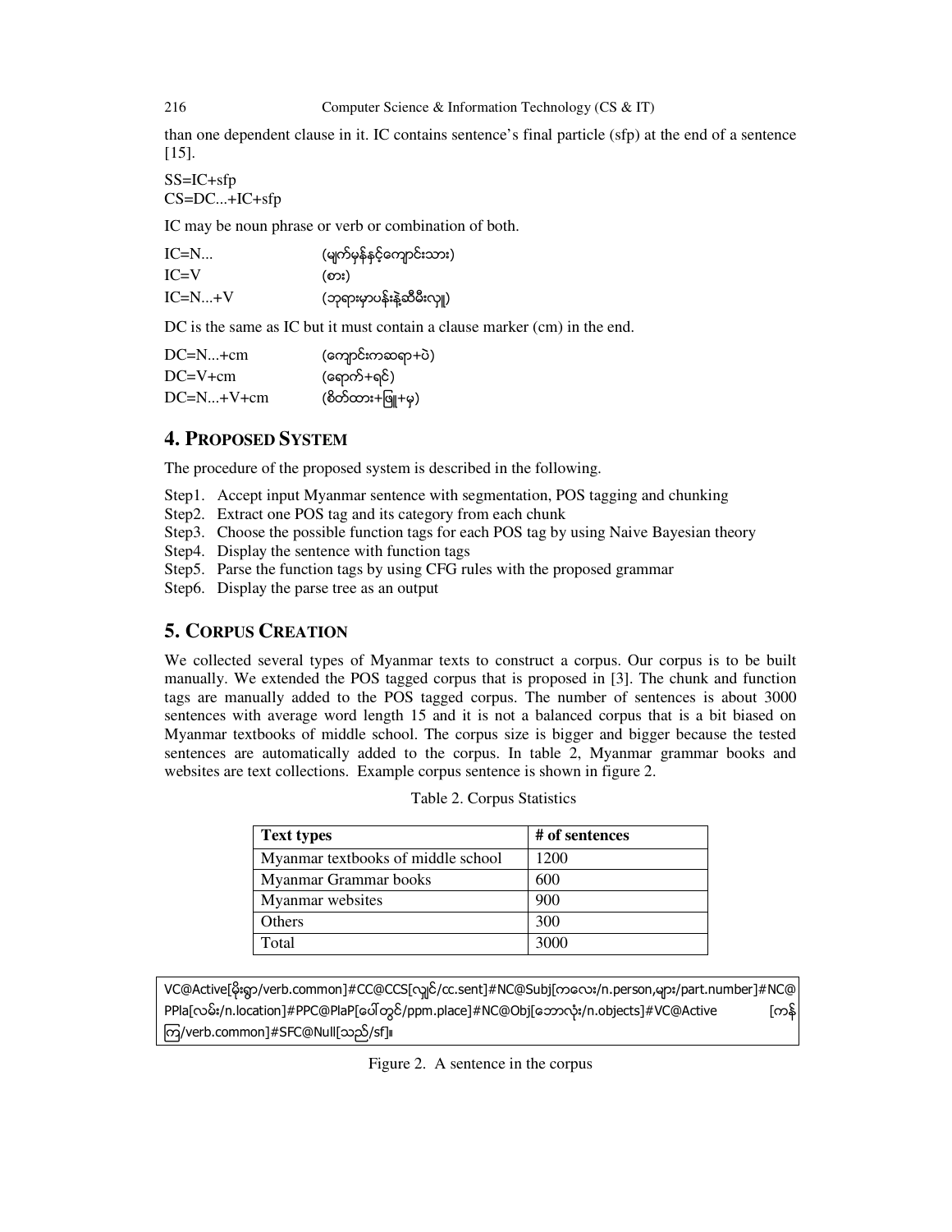than one dependent clause in it. IC contains sentence's final particle (sfp) at the end of a sentence [15].

SS=IC+sfp
CS=DC...+IC+sfp

IC may be noun phrase or verb or combination of both.

| | |
|---|---|
| IC=N... | (မျက်မှန်နှင့်ကျောင်းသား) |
| IC=V | (စား) |
| IC=N...+V | (ဘုရားမှာပန်းနဲ့ဆီမီးလှူ) |

DC is the same as IC but it must contain a clause marker (cm) in the end.

| | |
|---|---|
| DC=N...+cm | (ကျောင်းကဆရာ+ပဲ) |
| DC=V+cm | (ရောက်+ရင်) |
| DC=N...+V+cm | (စိတ်ထား+ဖြူ+မှ) |

## 4. PROPOSED SYSTEM

The procedure of the proposed system is described in the following.

Step1. Accept input Myanmar sentence with segmentation, POS tagging and chunking
Step2. Extract one POS tag and its category from each chunk
Step3. Choose the possible function tags for each POS tag by using Naive Bayesian theory
Step4. Display the sentence with function tags
Step5. Parse the function tags by using CFG rules with the proposed grammar
Step6. Display the parse tree as an output

## 5. CORPUS CREATION

We collected several types of Myanmar texts to construct a corpus. Our corpus is to be built manually. We extended the POS tagged corpus that is proposed in [3]. The chunk and function tags are manually added to the POS tagged corpus. The number of sentences is about 3000 sentences with average word length 15 and it is not a balanced corpus that is a bit biased on Myanmar textbooks of middle school. The corpus size is bigger and bigger because the tested sentences are automatically added to the corpus. In table 2, Myanmar grammar books and websites are text collections. Example corpus sentence is shown in figure 2.

Table 2. Corpus Statistics

| Text types | # of sentences |
|---|---|
| Myanmar textbooks of middle school | 1200 |
| Myanmar Grammar books | 600 |
| Myanmar websites | 900 |
| Others | 300 |
| Total | 3000 |

VC@Active[မိုးရွာ/verb.common]#CC@CCS[လျှင်/cc.sent]#NC@Subj[ကလေး/n.person,များ/part.number]#NC@PPla[လမ်း/n.location]#PPC@PlaP[ပေါ်တွင်/ppm.place]#NC@Obj[ဘောလုံး/n.objects]#VC@Active [ကန်ကြ/verb.common]#SFC@Null[သည်/sf]။

Figure 2. A sentence in the corpus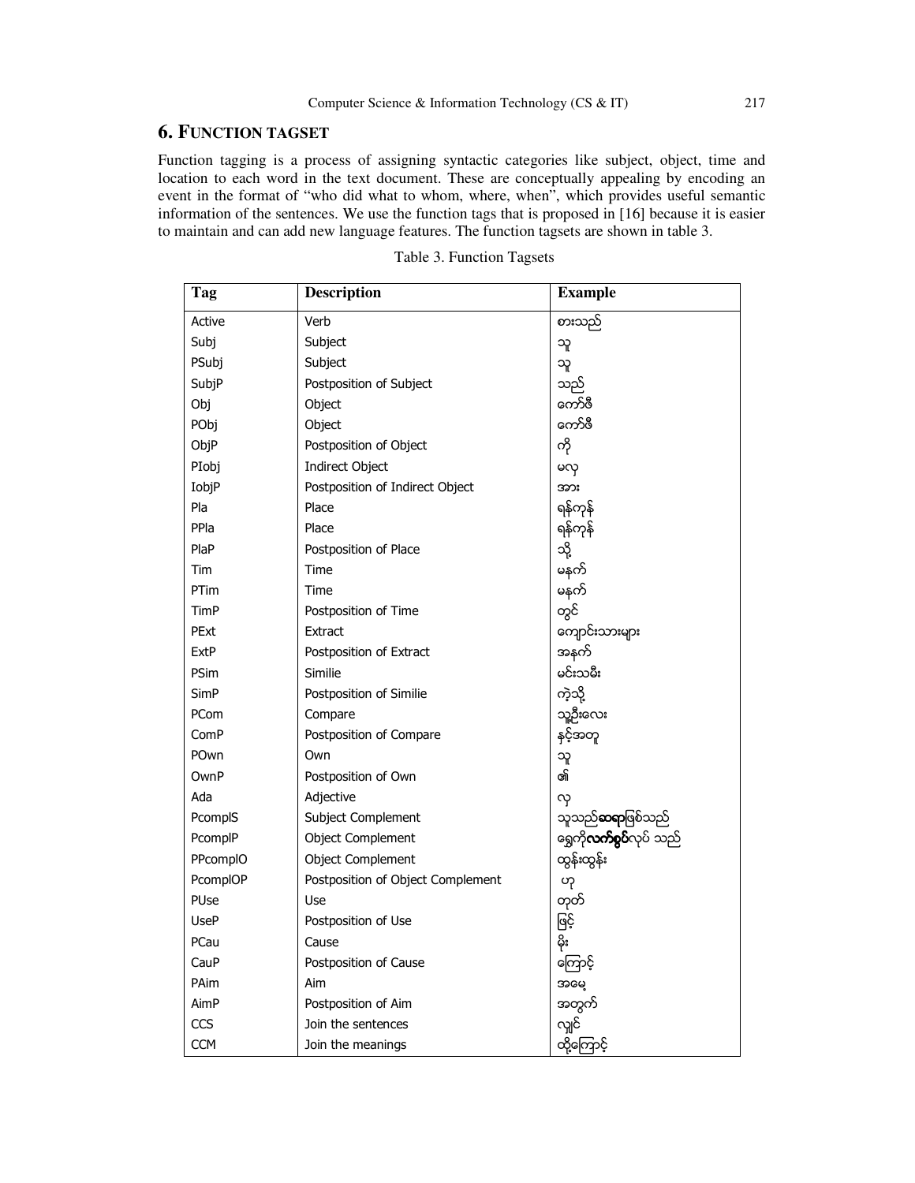## 6. FUNCTION TAGSET

Function tagging is a process of assigning syntactic categories like subject, object, time and location to each word in the text document. These are conceptually appealing by encoding an event in the format of "who did what to whom, where, when", which provides useful semantic information of the sentences. We use the function tags that is proposed in [16] because it is easier to maintain and can add new language features. The function tagsets are shown in table 3.

Table 3. Function Tagsets

| Tag | Description | Example |
|---|---|---|
| Active | Verb | စားသည် |
| Subj | Subject | သူ |
| PSubj | Subject | သူ |
| SubjP | Postposition of Subject | သည် |
| Obj | Object | ကော်ဖီ |
| PObj | Object | ကော်ဖီ |
| ObjP | Postposition of Object | ကို |
| PIobj | Indirect Object | မလှ |
| IobjP | Postposition of Indirect Object | အား |
| Pla | Place | ရန်ကုန် |
| PPla | Place | ရန်ကုန် |
| PlaP | Postposition of Place | သို့ |
| Tim | Time | မနက် |
| PTim | Time | မနက် |
| TimP | Postposition of Time | တွင် |
| PExt | Extract | ကျောင်းသားများ |
| ExtP | Postposition of Extract | အနက် |
| PSim | Similie | မင်းသမီး |
| SimP | Postposition of Similie | ကဲ့သို့ |
| PCom | Compare | သူဦးလေး |
| ComP | Postposition of Compare | နှင့်အတူ |
| POwn | Own | သူ |
| OwnP | Postposition of Own | ၏ |
| Ada | Adjective | လှ |
| PcomplS | Subject Complement | သူသည်**ဆရာ**ဖြစ်သည် |
| PcomplP | Object Complement | ရွှေကို**လက်စွပ်**လုပ် သည် |
| PPcomplO | Object Complement | ထွန်းထွန်း |
| PcomplOP | Postposition of Object Complement | ဟု |
| PUse | Use | တုတ် |
| UseP | Postposition of Use | ဖြင့် |
| PCau | Cause | မိုး |
| CauP | Postposition of Cause | ကြောင့် |
| PAim | Aim | အမေ့ |
| AimP | Postposition of Aim | အတွက် |
| CCS | Join the sentences | လျှင် |
| CCM | Join the meanings | ထို့ကြောင့် |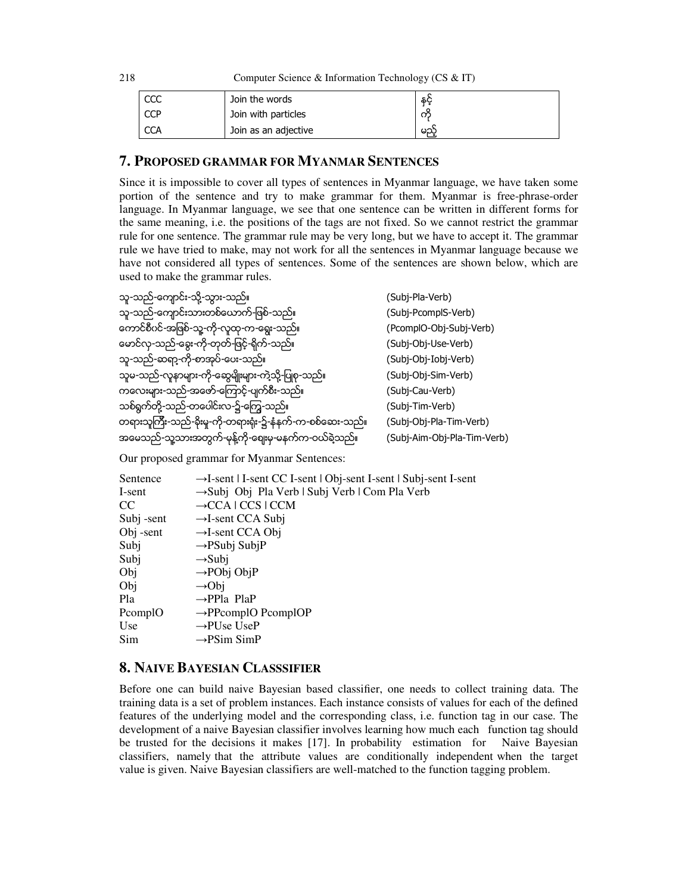| CCC | Join the words | နှင့် |
|---|---|---|
| CCP | Join with particles | ကို |
| CCA | Join as an adjective | မည့် |

## 7. PROPOSED GRAMMAR FOR MYANMAR SENTENCES

Since it is impossible to cover all types of sentences in Myanmar language, we have taken some portion of the sentence and try to make grammar for them. Myanmar is free-phrase-order language. In Myanmar language, we see that one sentence can be written in different forms for the same meaning, i.e. the positions of the tags are not fixed. So we cannot restrict the grammar rule for one sentence. The grammar rule may be very long, but we have to accept it. The grammar rule we have tried to make, may not work for all the sentences in Myanmar language because we have not considered all types of sentences. Some of the sentences are shown below, which are used to make the grammar rules.

| | |
|---|---|
| သူ-သည်-ကျောင်း-သို့-သွား-သည်။ | (Subj-Pla-Verb) |
| သူ-သည်-ကျောင်းသားတစ်ယောက်-ဖြစ်-သည်။ | (Subj-PcomplS-Verb) |
| ကောင်စီဝင်-အဖြစ်-သူ့-ကို-လူထု-က-ရွေး-သည်။ | (PcomplO-Obj-Subj-Verb) |
| မောင်လှ-သည်-ခွေး-ကို-တုတ်-ဖြင့်-ရိုက်-သည်။ | (Subj-Obj-Use-Verb) |
| သူ-သည်-ဆရာ့-ကို-စာအုပ်-ပေး-သည်။ | (Subj-Obj-Iobj-Verb) |
| သူမ-သည်-လူနာများ-ကို-ဆွေမျိုးများ-ကဲ့သို့-ပြုစု-သည်။ | (Subj-Obj-Sim-Verb) |
| ကလေးများ-သည်-အဖော်-ကြောင့်-ပျက်စီး-သည်။ | (Subj-Cau-Verb) |
| သစ်ရွက်တို့-သည်-တပေါင်းလ-၌-ကြွေ-သည်။ | (Subj-Tim-Verb) |
| တရားသူကြီး-သည်-ခိုးမှု-ကို-တရားရုံး-၌-နံနက်-က-စစ်ဆေး-သည်။ | (Subj-Obj-Pla-Tim-Verb) |
| အမေသည်-သူ့သားအတွက်-မုန့်ကို-ဈေးမှ-မနက်က-ဝယ်ခဲ့သည်။ | (Subj-Aim-Obj-Pla-Tim-Verb) |

Our proposed grammar for Myanmar Sentences:

| | |
|---|---|
| Sentence | →I-sent ǀ I-sent CC I-sent ǀ Obj-sent I-sent ǀ Subj-sent I-sent |
| I-sent | →Subj Obj Pla Verb ǀ Subj Verb ǀ Com Pla Verb |
| CC | →CCA ǀ CCS ǀ CCM |
| Subj -sent | →I-sent CCA Subj |
| Obj -sent | →I-sent CCA Obj |
| Subj | →PSubj SubjP |
| Subj | →Subj |
| Obj | →PObj ObjP |
| Obj | →Obj |
| Pla | →PPla PlaP |
| PcomplO | →PPcomplO PcomplOP |
| Use | →PUse UseP |
| Sim | →PSim SimP |

## 8. NAIVE BAYESIAN CLASSSIFIER

Before one can build naive Bayesian based classifier, one needs to collect training data. The training data is a set of problem instances. Each instance consists of values for each of the defined features of the underlying model and the corresponding class, i.e. function tag in our case. The development of a naive Bayesian classifier involves learning how much each function tag should be trusted for the decisions it makes [17]. In probability estimation for Naive Bayesian classifiers, namely that the attribute values are conditionally independent when the target value is given. Naive Bayesian classifiers are well-matched to the function tagging problem.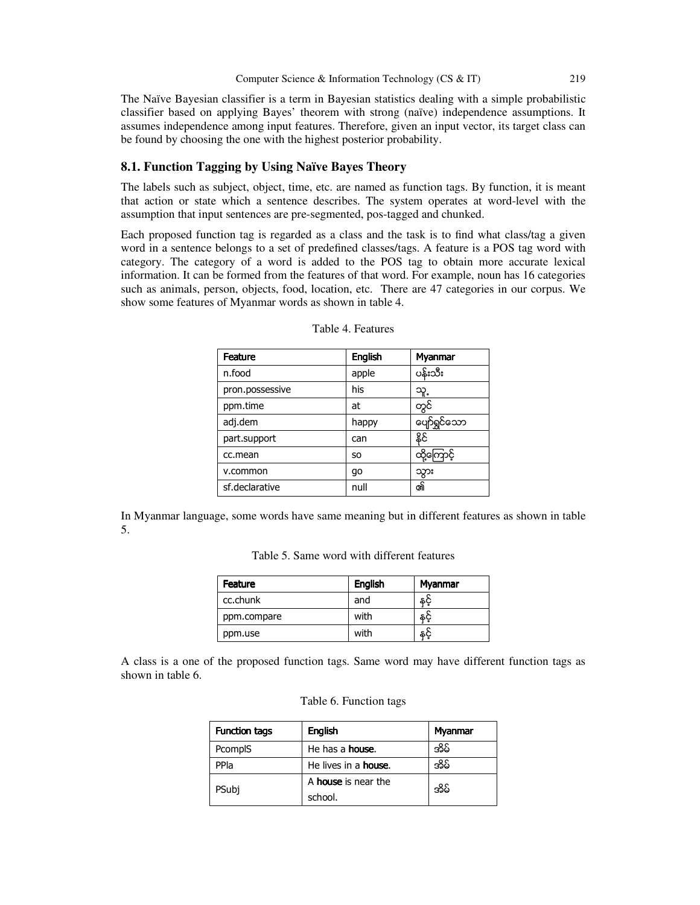The Naïve Bayesian classifier is a term in Bayesian statistics dealing with a simple probabilistic classifier based on applying Bayes' theorem with strong (naïve) independence assumptions. It assumes independence among input features. Therefore, given an input vector, its target class can be found by choosing the one with the highest posterior probability.

## 8.1. Function Tagging by Using Naïve Bayes Theory

The labels such as subject, object, time, etc. are named as function tags. By function, it is meant that action or state which a sentence describes. The system operates at word-level with the assumption that input sentences are pre-segmented, pos-tagged and chunked.

Each proposed function tag is regarded as a class and the task is to find what class/tag a given word in a sentence belongs to a set of predefined classes/tags. A feature is a POS tag word with category. The category of a word is added to the POS tag to obtain more accurate lexical information. It can be formed from the features of that word. For example, noun has 16 categories such as animals, person, objects, food, location, etc. There are 47 categories in our corpus. We show some features of Myanmar words as shown in table 4.

Table 4. Features

| Feature | English | Myanmar |
|---|---|---|
| n.food | apple | ပန်းသီး |
| pron.possessive | his | သူ့ |
| ppm.time | at | တွင် |
| adj.dem | happy | ပျော်ရွှင်သော |
| part.support | can | နိုင် |
| cc.mean | so | ထို့ကြောင့် |
| v.common | go | သွား |
| sf.declarative | null | ၏ |

In Myanmar language, some words have same meaning but in different features as shown in table 5.

Table 5. Same word with different features

| Feature | English | Myanmar |
|---|---|---|
| cc.chunk | and | နှင့် |
| ppm.compare | with | နှင့် |
| ppm.use | with | နှင့် |

A class is a one of the proposed function tags. Same word may have different function tags as shown in table 6.

Table 6. Function tags

| Function tags | English | Myanmar |
|---|---|---|
| PcomplS | He has a **house**. | အိမ် |
| PPla | He lives in a **house**. | အိမ် |
| PSubj | A **house** is near the school. | အိမ် |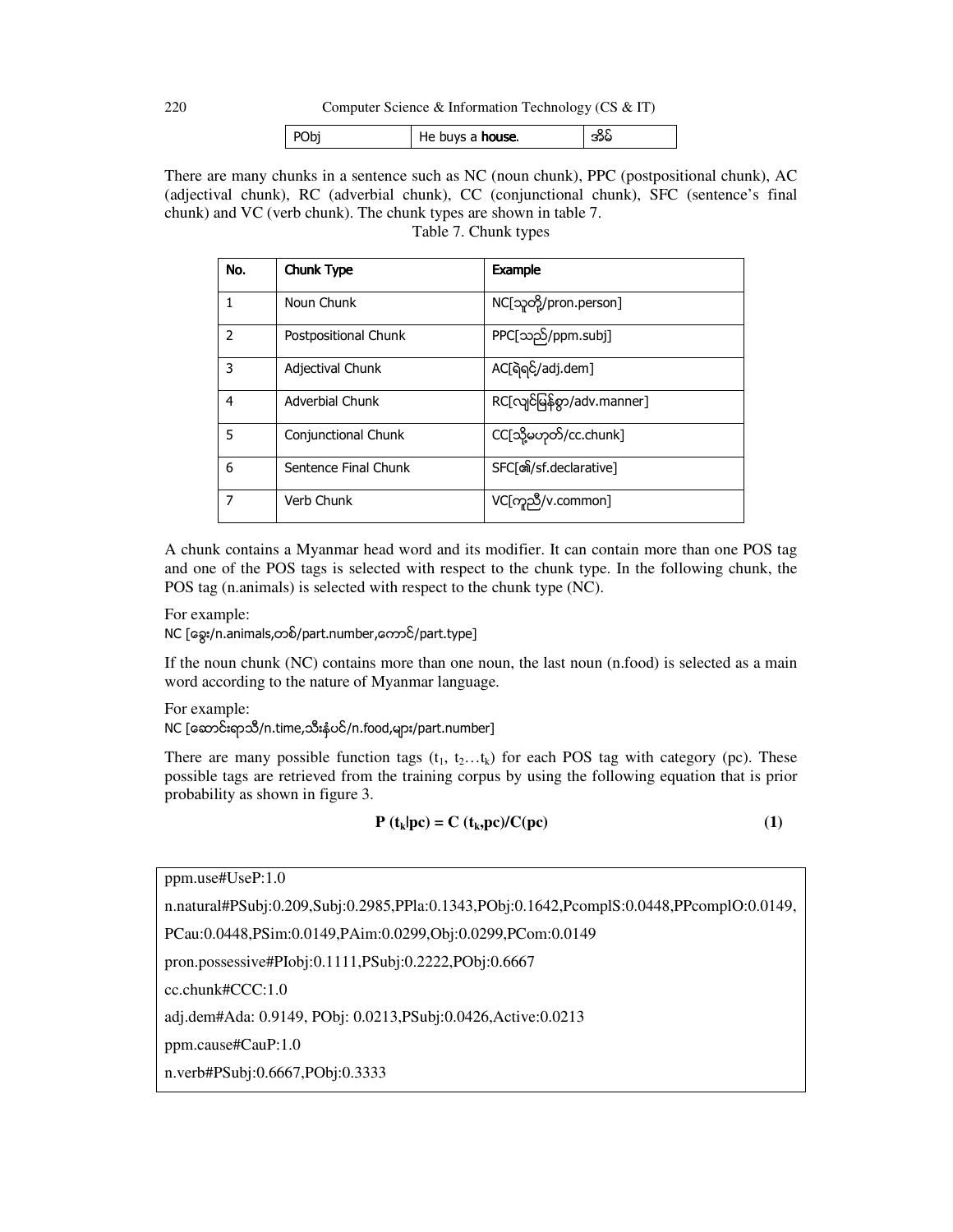| POBj | He buys a **house**. | အိမ် |
|---|---|---|

There are many chunks in a sentence such as NC (noun chunk), PPC (postpositional chunk), AC (adjectival chunk), RC (adverbial chunk), CC (conjunctional chunk), SFC (sentence's final chunk) and VC (verb chunk). The chunk types are shown in table 7.

Table 7. Chunk types

| No. | Chunk Type | Example |
|---|---|---|
| 1 | Noun Chunk | NC[သူတို့/pron.person] |
| 2 | Postpositional Chunk | PPC[သည်/ppm.subj] |
| 3 | Adjectival Chunk | AC[ရဲရင့်/adj.dem] |
| 4 | Adverbial Chunk | RC[လျင်မြန်စွာ/adv.manner] |
| 5 | Conjunctional Chunk | CC[သို့မဟုတ်/cc.chunk] |
| 6 | Sentence Final Chunk | SFC[၏/sf.declarative] |
| 7 | Verb Chunk | VC[ကူညီ/v.common] |

A chunk contains a Myanmar head word and its modifier. It can contain more than one POS tag and one of the POS tags is selected with respect to the chunk type. In the following chunk, the POS tag (n.animals) is selected with respect to the chunk type (NC).

For example:
NC [ခွေး/n.animals,တစ်/part.number,ကောင်/part.type]

If the noun chunk (NC) contains more than one noun, the last noun (n.food) is selected as a main word according to the nature of Myanmar language.

For example:
NC [ဆောင်းရာသီ/n.time,သီးနံ့ပင်/n.food,များ/part.number]

There are many possible function tags ($t_1$, $t_2$...$t_k$) for each POS tag with category (pc). These possible tags are retrieved from the training corpus by using the following equation that is prior probability as shown in figure 3.

$$\mathbf{P}\ (\mathbf{t_k}|\mathbf{pc}) = \mathbf{C}\ (\mathbf{t_k},\mathbf{pc})/\mathbf{C}(\mathbf{pc}) \qquad \mathbf{(1)}$$

```
ppm.use#UseP:1.0
n.natural#PSubj:0.209,Subj:0.2985,PPla:0.1343,PObj:0.1642,PcomplS:0.0448,PPcomplO:0.0149,
PCau:0.0448,PSim:0.0149,PAim:0.0299,Obj:0.0299,PCom:0.0149
pron.possessive#PIobj:0.1111,PSubj:0.2222,PObj:0.6667
cc.chunk#CCC:1.0
adj.dem#Ada: 0.9149, PObj: 0.0213,PSubj:0.0426,Active:0.0213
ppm.cause#CauP:1.0
n.verb#PSubj:0.6667,PObj:0.3333
```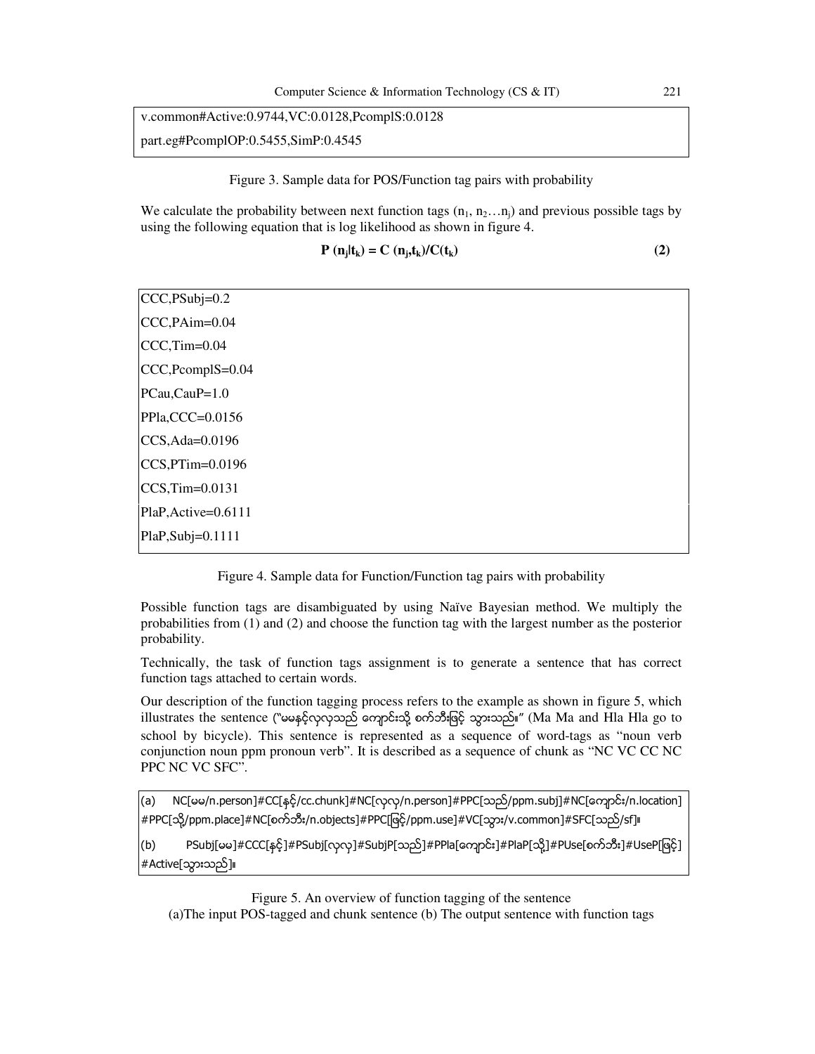```
v.common#Active:0.9744,VC:0.0128,PcomplS:0.0128
part.eg#PcomplOP:0.5455,SimP:0.4545
```

Figure 3. Sample data for POS/Function tag pairs with probability

We calculate the probability between next function tags ($n_1, n_2 \ldots n_j$) and previous possible tags by using the following equation that is log likelihood as shown in figure 4.

$$\mathbf{P\ (n_j|t_k) = C\ (n_j,t_k)/C(t_k)} \qquad \mathbf{(2)}$$

```
CCC,PSubj=0.2
CCC,PAim=0.04
CCC,Tim=0.04
CCC,PcomplS=0.04
PCau,CauP=1.0
PPla,CCC=0.0156
CCS,Ada=0.0196
CCS,PTim=0.0196
CCS,Tim=0.0131
PlaP,Active=0.6111
PlaP,Subj=0.1111
```

Figure 4. Sample data for Function/Function tag pairs with probability

Possible function tags are disambiguated by using Naïve Bayesian method. We multiply the probabilities from (1) and (2) and choose the function tag with the largest number as the posterior probability.

Technically, the task of function tags assignment is to generate a sentence that has correct function tags attached to certain words.

Our description of the function tagging process refers to the example as shown in figure 5, which illustrates the sentence ("မမနှင့်လှလှသည် ကျောင်းသို့ စက်ဘီးဖြင့် သွားသည်။" (Ma Ma and Hla Hla go to school by bicycle). This sentence is represented as a sequence of word-tags as "noun verb conjunction noun ppm pronoun verb". It is described as a sequence of chunk as "NC VC CC NC PPC NC VC SFC".

```
(a) NC[မမ/n.person]#CC[နှင့်/cc.chunk]#NC[လှလှ/n.person]#PPC[သည်/ppm.subj]#NC[ကျောင်း/n.location]#PPC[သို့/ppm.place]#NC[စက်ဘီး/n.objects]#PPC[ဖြင့်/ppm.use]#VC[သွား/v.common]#SFC[သည်/sf]။

(b) PSubj[မမ]#CCC[နှင့်]#PSubj[လှလှ]#SubjP[သည်]#PPla[ကျောင်း]#PlaP[သို့]#PUse[စက်ဘီး]#UseP[ဖြင့်]#Active[သွားသည်]။
```

Figure 5. An overview of function tagging of the sentence
(a)The input POS-tagged and chunk sentence (b) The output sentence with function tags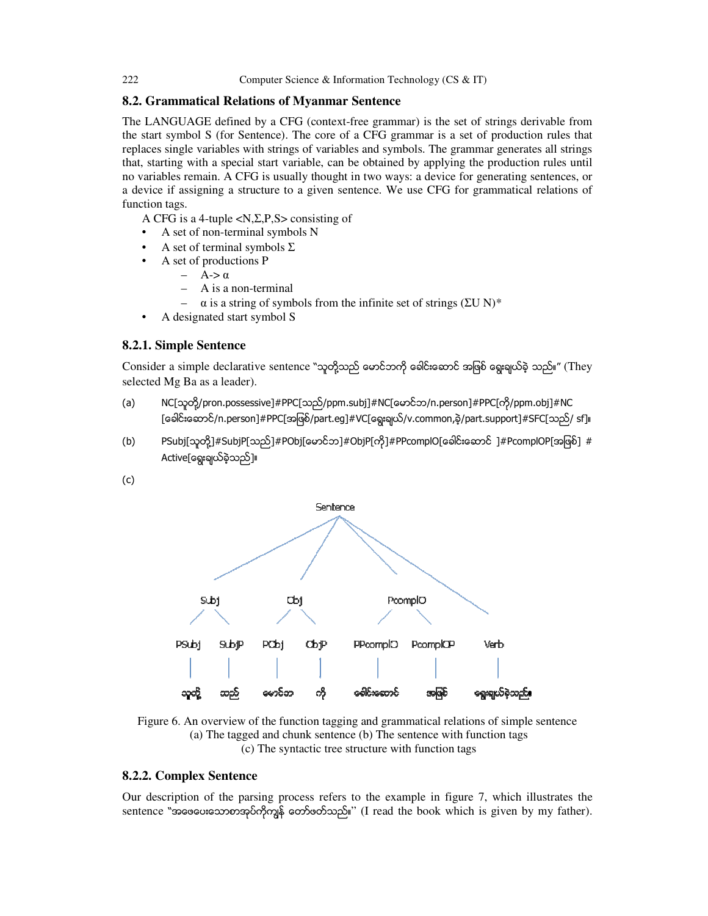### 8.2. Grammatical Relations of Myanmar Sentence

The LANGUAGE defined by a CFG (context-free grammar) is the set of strings derivable from the start symbol S (for Sentence). The core of a CFG grammar is a set of production rules that replaces single variables with strings of variables and symbols. The grammar generates all strings that, starting with a special start variable, can be obtained by applying the production rules until no variables remain. A CFG is usually thought in two ways: a device for generating sentences, or a device if assigning a structure to a given sentence. We use CFG for grammatical relations of function tags.

A CFG is a 4-tuple <N,Σ,P,S> consisting of

- A set of non-terminal symbols N
- A set of terminal symbols Σ
- A set of productions P
  - A-> α
  - A is a non-terminal
  - α is a string of symbols from the infinite set of strings (ΣU N)*
- A designated start symbol S

#### 8.2.1. Simple Sentence

Consider a simple declarative sentence "သူတို့သည် မောင်ဘကို ခေါင်းဆောင် အဖြစ် ရွေးချယ်ခဲ့ သည်။" (They selected Mg Ba as a leader).

(a) NC[သူတို့/pron.possessive]#PPC[သည်/ppm.subj]#NC[မောင်ဘ/n.person]#PPC[ကို/ppm.obj]#NC[ခေါင်းဆောင်/n.person]#PPC[အဖြစ်/part.eg]#VC[ရွေးချယ်/v.common,ခဲ့/part.support]#SFC[သည်/ sf]။

(b) PSubj[သူတို့]#SubjP[သည်]#PObj[မောင်ဘ]#ObjP[ကို]#PPcomplO[ခေါင်းဆောင် ]#PcomplOP[အဖြစ်] # Active[ရွေးချယ်ခဲ့သည်]။

(c)

```
                              Sentence
            /            /             \              \
        Subj           Obj            PcomplO          \
       /    \         /    \          /      \           \
   PSubj   SubjP   PObj   ObjP   PPcomplO  PcomplOP     Verb
     |       |       |      |        |         |           |
  သူတို့     သည်   မောင်ဘ    ကို    ခေါင်းဆောင်     အဖြစ်    ရွေးချယ်ခဲ့သည်။
```

Figure 6. An overview of the function tagging and grammatical relations of simple sentence
(a) The tagged and chunk sentence (b) The sentence with function tags
(c) The syntactic tree structure with function tags

#### 8.2.2. Complex Sentence

Our description of the parsing process refers to the example in figure 7, which illustrates the sentence "အဖေပေးသောစာအုပ်ကိုကျွန် တော်ဖတ်သည်။" (I read the book which is given by my father).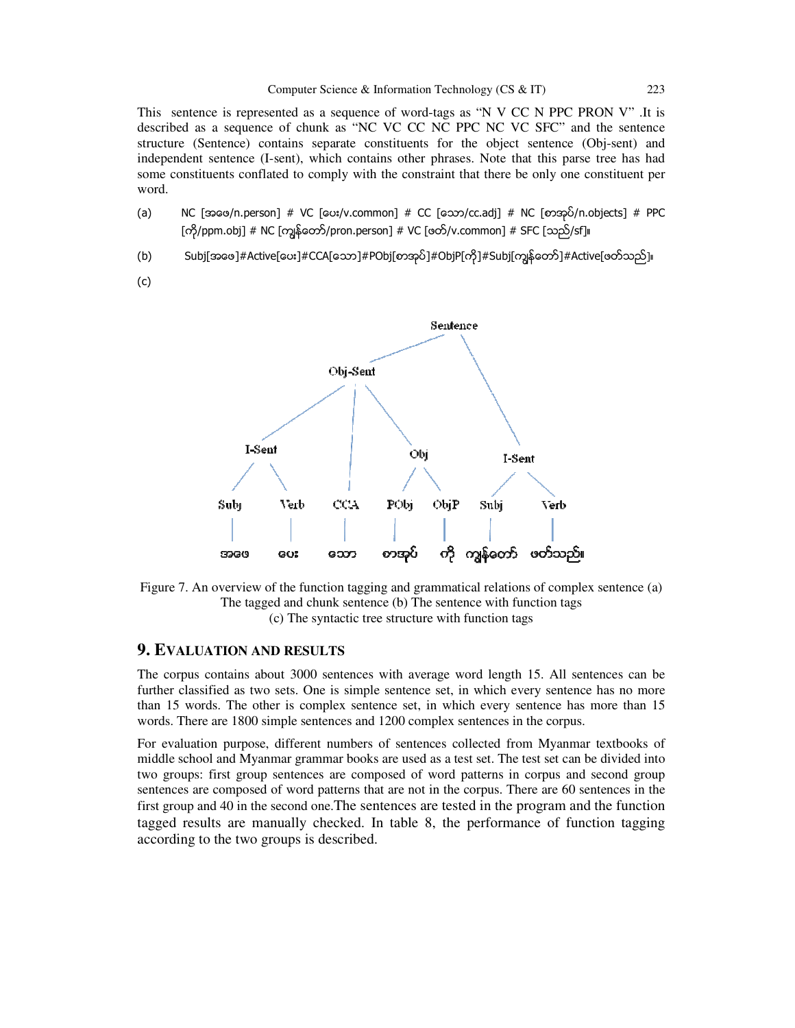This sentence is represented as a sequence of word-tags as "N V CC N PPC PRON V" .It is described as a sequence of chunk as "NC VC CC NC PPC NC VC SFC" and the sentence structure (Sentence) contains separate constituents for the object sentence (Obj-sent) and independent sentence (I-sent), which contains other phrases. Note that this parse tree has had some constituents conflated to comply with the constraint that there be only one constituent per word.

(a) NC [အဖေ/n.person] # VC [ပေး/v.common] # CC [သော/cc.adj] # NC [စာအုပ်/n.objects] # PPC [ကို/ppm.obj] # NC [ကျွန်တော်/pron.person] # VC [ဖတ်/v.common] # SFC [သည်/sf]။

(b) Subj[အဖေ]#Active[ပေး]#CCA[သော]#PObj[စာအုပ်]#ObjP[ကို]#Subj[ကျွန်တော်]#Active[ဖတ်သည်]။

(c)

Figure 7. An overview of the function tagging and grammatical relations of complex sentence (a) The tagged and chunk sentence (b) The sentence with function tags (c) The syntactic tree structure with function tags

## 9. EVALUATION AND RESULTS

The corpus contains about 3000 sentences with average word length 15. All sentences can be further classified as two sets. One is simple sentence set, in which every sentence has no more than 15 words. The other is complex sentence set, in which every sentence has more than 15 words. There are 1800 simple sentences and 1200 complex sentences in the corpus.

For evaluation purpose, different numbers of sentences collected from Myanmar textbooks of middle school and Myanmar grammar books are used as a test set. The test set can be divided into two groups: first group sentences are composed of word patterns in corpus and second group sentences are composed of word patterns that are not in the corpus. There are 60 sentences in the first group and 40 in the second one.The sentences are tested in the program and the function tagged results are manually checked. In table 8, the performance of function tagging according to the two groups is described.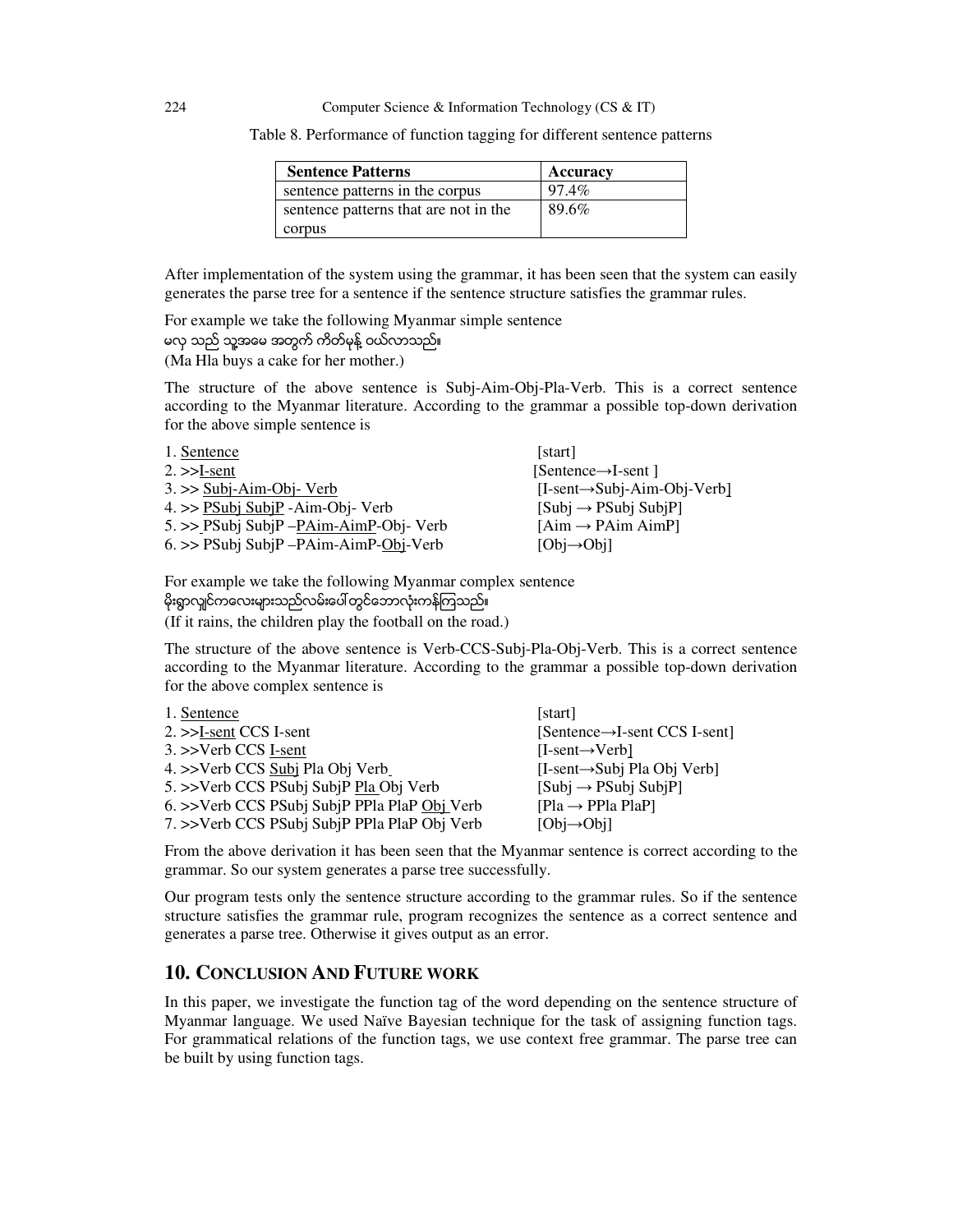Table 8. Performance of function tagging for different sentence patterns

| Sentence Patterns | Accuracy |
| --- | --- |
| sentence patterns in the corpus | 97.4% |
| sentence patterns that are not in the corpus | 89.6% |

After implementation of the system using the grammar, it has been seen that the system can easily generates the parse tree for a sentence if the sentence structure satisfies the grammar rules.

For example we take the following Myanmar simple sentence
မလှ သည် သူ့အမေ အတွက် ကိတ်မုန့် ဝယ်လာသည်။
(Ma Hla buys a cake for her mother.)

The structure of the above sentence is Subj-Aim-Obj-Pla-Verb. This is a correct sentence according to the Myanmar literature. According to the grammar a possible top-down derivation for the above simple sentence is

1. Sentence [start]
2. >>I-sent [Sentence→I-sent ]
3. >> Subj-Aim-Obj- Verb [I-sent→Subj-Aim-Obj-Verb]
4. >> PSubj SubjP -Aim-Obj- Verb [Subj → PSubj SubjP]
5. >> PSubj SubjP –PAim-AimP-Obj- Verb [Aim → PAim AimP]
6. >> PSubj SubjP –PAim-AimP-Obj-Verb [Obj→Obj]

For example we take the following Myanmar complex sentence
မိုးရွာလျှင်ကလေးများသည်လမ်းပေါ်တွင်ဘောလုံးကန်ကြသည်။
(If it rains, the children play the football on the road.)

The structure of the above sentence is Verb-CCS-Subj-Pla-Obj-Verb. This is a correct sentence according to the Myanmar literature. According to the grammar a possible top-down derivation for the above complex sentence is

1. Sentence [start]
2. >>I-sent CCS I-sent [Sentence→I-sent CCS I-sent]
3. >>Verb CCS I-sent [I-sent→Verb]
4. >>Verb CCS Subj Pla Obj Verb [I-sent→Subj Pla Obj Verb]
5. >>Verb CCS PSubj SubjP Pla Obj Verb [Subj → PSubj SubjP]
6. >>Verb CCS PSubj SubjP PPla PlaP Obj Verb [Pla → PPla PlaP]
7. >>Verb CCS PSubj SubjP PPla PlaP Obj Verb [Obj→Obj]

From the above derivation it has been seen that the Myanmar sentence is correct according to the grammar. So our system generates a parse tree successfully.

Our program tests only the sentence structure according to the grammar rules. So if the sentence structure satisfies the grammar rule, program recognizes the sentence as a correct sentence and generates a parse tree. Otherwise it gives output as an error.

## 10. CONCLUSION AND FUTURE WORK

In this paper, we investigate the function tag of the word depending on the sentence structure of Myanmar language. We used Naïve Bayesian technique for the task of assigning function tags. For grammatical relations of the function tags, we use context free grammar. The parse tree can be built by using function tags.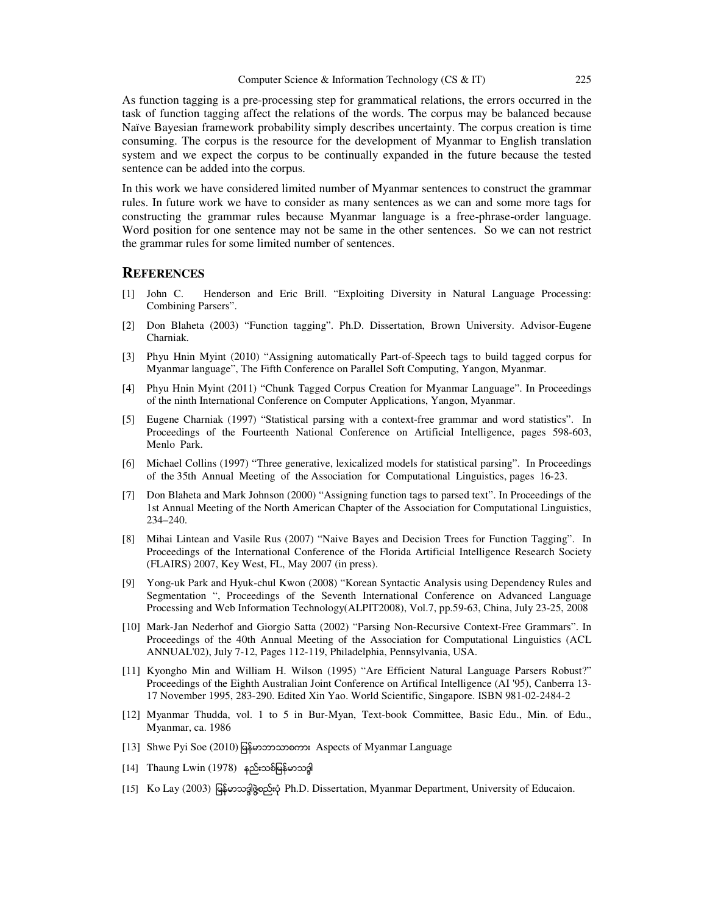As function tagging is a pre-processing step for grammatical relations, the errors occurred in the task of function tagging affect the relations of the words. The corpus may be balanced because Naïve Bayesian framework probability simply describes uncertainty. The corpus creation is time consuming. The corpus is the resource for the development of Myanmar to English translation system and we expect the corpus to be continually expanded in the future because the tested sentence can be added into the corpus.

In this work we have considered limited number of Myanmar sentences to construct the grammar rules. In future work we have to consider as many sentences as we can and some more tags for constructing the grammar rules because Myanmar language is a free-phrase-order language. Word position for one sentence may not be same in the other sentences. So we can not restrict the grammar rules for some limited number of sentences.

## REFERENCES

[1] John C. Henderson and Eric Brill. "Exploiting Diversity in Natural Language Processing: Combining Parsers".

[2] Don Blaheta (2003) "Function tagging". Ph.D. Dissertation, Brown University. Advisor-Eugene Charniak.

[3] Phyu Hnin Myint (2010) "Assigning automatically Part-of-Speech tags to build tagged corpus for Myanmar language", The Fifth Conference on Parallel Soft Computing, Yangon, Myanmar.

[4] Phyu Hnin Myint (2011) "Chunk Tagged Corpus Creation for Myanmar Language". In Proceedings of the ninth International Conference on Computer Applications, Yangon, Myanmar.

[5] Eugene Charniak (1997) "Statistical parsing with a context-free grammar and word statistics". In Proceedings of the Fourteenth National Conference on Artificial Intelligence, pages 598-603, Menlo Park.

[6] Michael Collins (1997) "Three generative, lexicalized models for statistical parsing". In Proceedings of the 35th Annual Meeting of the Association for Computational Linguistics, pages 16-23.

[7] Don Blaheta and Mark Johnson (2000) "Assigning function tags to parsed text". In Proceedings of the 1st Annual Meeting of the North American Chapter of the Association for Computational Linguistics, 234–240.

[8] Mihai Lintean and Vasile Rus (2007) "Naive Bayes and Decision Trees for Function Tagging". In Proceedings of the International Conference of the Florida Artificial Intelligence Research Society (FLAIRS) 2007, Key West, FL, May 2007 (in press).

[9] Yong-uk Park and Hyuk-chul Kwon (2008) "Korean Syntactic Analysis using Dependency Rules and Segmentation ", Proceedings of the Seventh International Conference on Advanced Language Processing and Web Information Technology(ALPIT2008), Vol.7, pp.59-63, China, July 23-25, 2008

[10] Mark-Jan Nederhof and Giorgio Satta (2002) "Parsing Non-Recursive Context-Free Grammars". In Proceedings of the 40th Annual Meeting of the Association for Computational Linguistics (ACL ANNUAL'02), July 7-12, Pages 112-119, Philadelphia, Pennsylvania, USA.

[11] Kyongho Min and William H. Wilson (1995) "Are Efficient Natural Language Parsers Robust?" Proceedings of the Eighth Australian Joint Conference on Artifical Intelligence (AI '95), Canberra 13-17 November 1995, 283-290. Edited Xin Yao. World Scientific, Singapore. ISBN 981-02-2484-2

[12] Myanmar Thudda, vol. 1 to 5 in Bur-Myan, Text-book Committee, Basic Edu., Min. of Edu., Myanmar, ca. 1986

[13] Shwe Pyi Soe (2010) မြန်မာဘာသာစကား Aspects of Myanmar Language

[14] Thaung Lwin (1978) နည်းသစ်မြန်မာသဒ္ဒါ

[15] Ko Lay (2003) မြန်မာသဒ္ဒါဖွဲ့စည်းပုံ Ph.D. Dissertation, Myanmar Department, University of Educaion.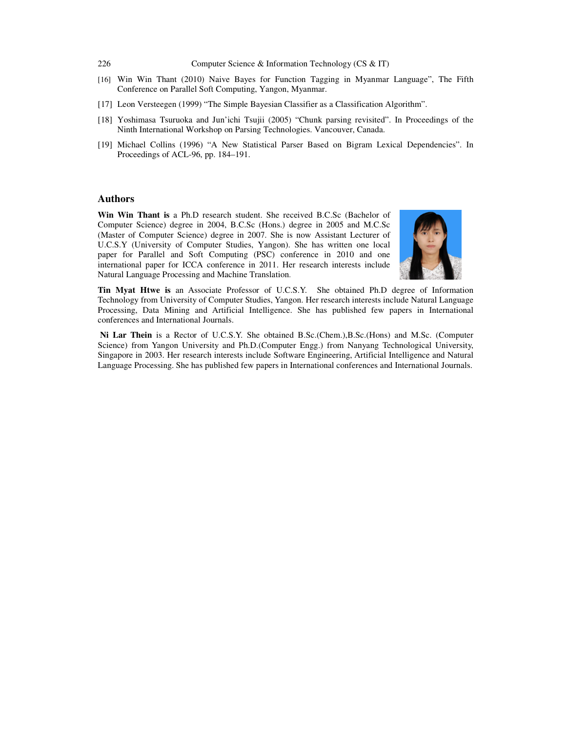[16] Win Win Thant (2010) Naive Bayes for Function Tagging in Myanmar Language", The Fifth Conference on Parallel Soft Computing, Yangon, Myanmar.

[17] Leon Versteegen (1999) "The Simple Bayesian Classifier as a Classification Algorithm".

[18] Yoshimasa Tsuruoka and Jun'ichi Tsujii (2005) "Chunk parsing revisited". In Proceedings of the Ninth International Workshop on Parsing Technologies. Vancouver, Canada.

[19] Michael Collins (1996) "A New Statistical Parser Based on Bigram Lexical Dependencies". In Proceedings of ACL-96, pp. 184–191.

## Authors

**Win Win Thant is** a Ph.D research student. She received B.C.Sc (Bachelor of Computer Science) degree in 2004, B.C.Sc (Hons.) degree in 2005 and M.C.Sc (Master of Computer Science) degree in 2007. She is now Assistant Lecturer of U.C.S.Y (University of Computer Studies, Yangon). She has written one local paper for Parallel and Soft Computing (PSC) conference in 2010 and one international paper for ICCA conference in 2011. Her research interests include Natural Language Processing and Machine Translation.

**Tin Myat Htwe is** an Associate Professor of U.C.S.Y. She obtained Ph.D degree of Information Technology from University of Computer Studies, Yangon. Her research interests include Natural Language Processing, Data Mining and Artificial Intelligence. She has published few papers in International conferences and International Journals.

**Ni Lar Thein** is a Rector of U.C.S.Y. She obtained B.Sc.(Chem.),B.Sc.(Hons) and M.Sc. (Computer Science) from Yangon University and Ph.D.(Computer Engg.) from Nanyang Technological University, Singapore in 2003. Her research interests include Software Engineering, Artificial Intelligence and Natural Language Processing. She has published few papers in International conferences and International Journals.